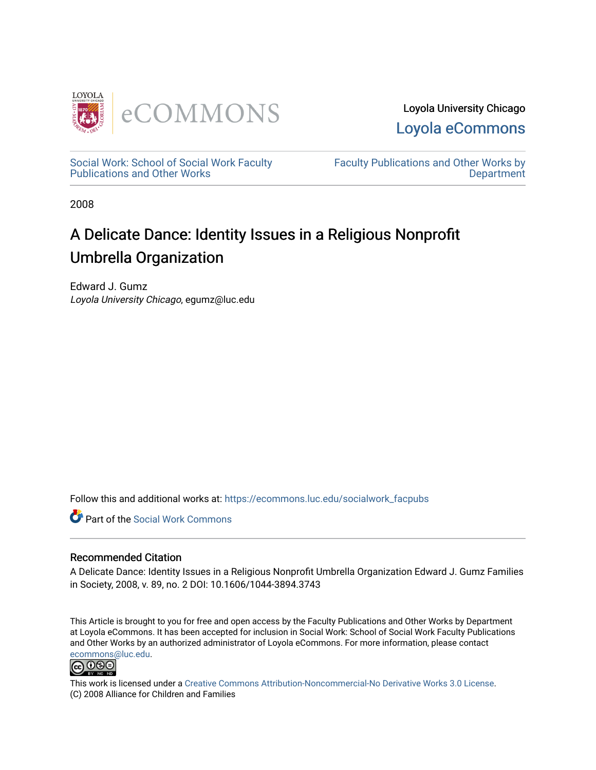Loyola University Chicago

Loyola eCommons

Social Work: School of Social Work Faculty Publications and Other Works

Faculty Publications and Other Works by Department

2008

# A Delicate Dance: Identity Issues in a Religious Nonprofit Umbrella Organization

Edward J. Gumz

*Loyola University Chicago*, egumz@luc.edu

Follow this and additional works at: https://ecommons.luc.edu/socialwork_facpubs

Part of the Social Work Commons

## Recommended Citation

A Delicate Dance: Identity Issues in a Religious Nonprofit Umbrella Organization Edward J. Gumz Families in Society, 2008, v. 89, no. 2 DOI: 10.1606/1044-3894.3743

This Article is brought to you for free and open access by the Faculty Publications and Other Works by Department at Loyola eCommons. It has been accepted for inclusion in Social Work: School of Social Work Faculty Publications and Other Works by an authorized administrator of Loyola eCommons. For more information, please contact ecommons@luc.edu.

This work is licensed under a Creative Commons Attribution-Noncommercial-No Derivative Works 3.0 License.
(C) 2008 Alliance for Children and Families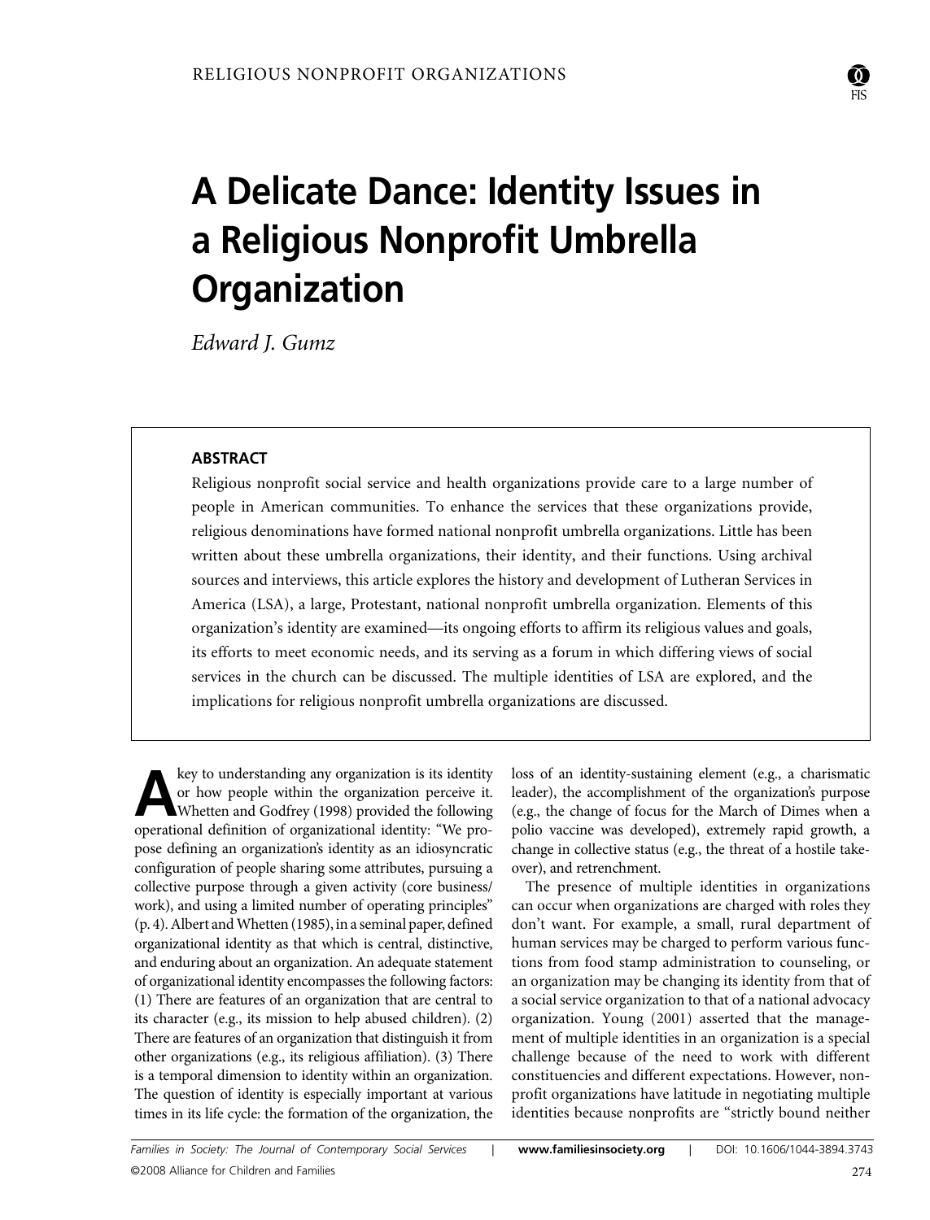# A Delicate Dance: Identity Issues in a Religious Nonprofit Umbrella Organization

*Edward J. Gumz*

### ABSTRACT

Religious nonprofit social service and health organizations provide care to a large number of people in American communities. To enhance the services that these organizations provide, religious denominations have formed national nonprofit umbrella organizations. Little has been written about these umbrella organizations, their identity, and their functions. Using archival sources and interviews, this article explores the history and development of Lutheran Services in America (LSA), a large, Protestant, national nonprofit umbrella organization. Elements of this organization's identity are examined—its ongoing efforts to affirm its religious values and goals, its efforts to meet economic needs, and its serving as a forum in which differing views of social services in the church can be discussed. The multiple identities of LSA are explored, and the implications for religious nonprofit umbrella organizations are discussed.

A key to understanding any organization is its identity or how people within the organization perceive it. Whetten and Godfrey (1998) provided the following operational definition of organizational identity: "We propose defining an organization's identity as an idiosyncratic configuration of people sharing some attributes, pursuing a collective purpose through a given activity (core business/work), and using a limited number of operating principles" (p. 4). Albert and Whetten (1985), in a seminal paper, defined organizational identity as that which is central, distinctive, and enduring about an organization. An adequate statement of organizational identity encompasses the following factors: (1) There are features of an organization that are central to its character (e.g., its mission to help abused children). (2) There are features of an organization that distinguish it from other organizations (e.g., its religious affiliation). (3) There is a temporal dimension to identity within an organization. The question of identity is especially important at various times in its life cycle: the formation of the organization, the loss of an identity-sustaining element (e.g., a charismatic leader), the accomplishment of the organization's purpose (e.g., the change of focus for the March of Dimes when a polio vaccine was developed), extremely rapid growth, a change in collective status (e.g., the threat of a hostile takeover), and retrenchment.

The presence of multiple identities in organizations can occur when organizations are charged with roles they don't want. For example, a small, rural department of human services may be charged to perform various functions from food stamp administration to counseling, or an organization may be changing its identity from that of a social service organization to that of a national advocacy organization. Young (2001) asserted that the management of multiple identities in an organization is a special challenge because of the need to work with different constituencies and different expectations. However, nonprofit organizations have latitude in negotiating multiple identities because nonprofits are "strictly bound neither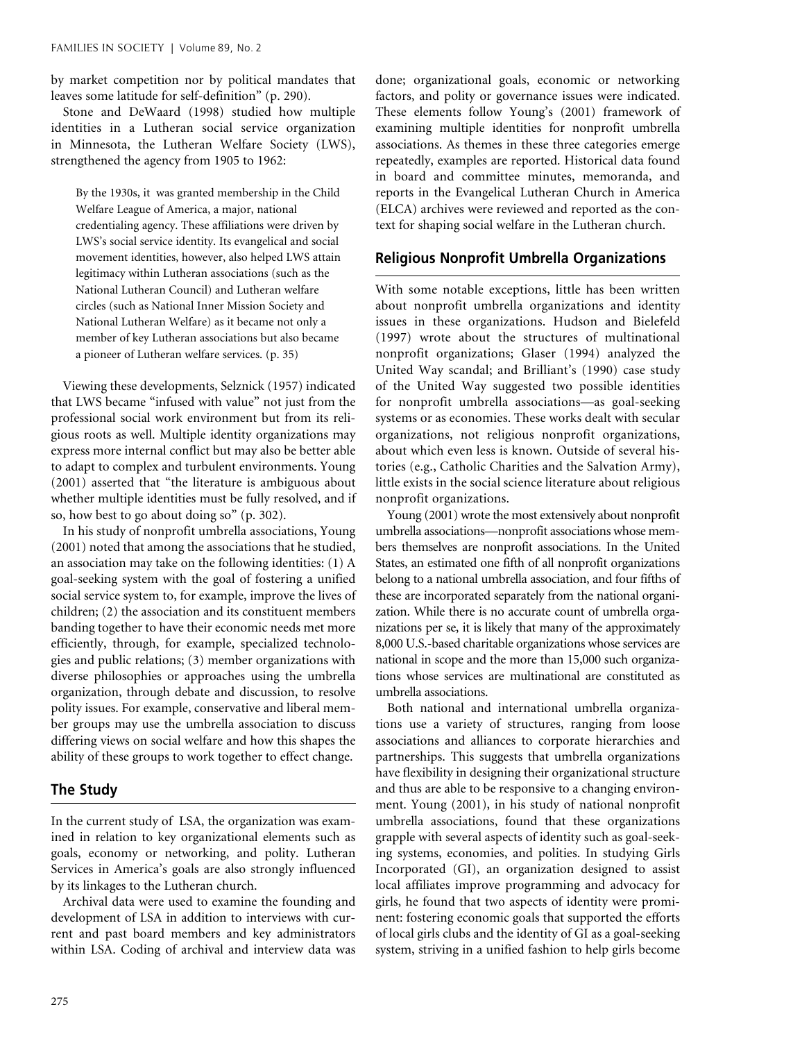by market competition nor by political mandates that leaves some latitude for self-definition" (p. 290).

Stone and DeWaard (1998) studied how multiple identities in a Lutheran social service organization in Minnesota, the Lutheran Welfare Society (LWS), strengthened the agency from 1905 to 1962:

> By the 1930s, it was granted membership in the Child Welfare League of America, a major, national credentialing agency. These affiliations were driven by LWS's social service identity. Its evangelical and social movement identities, however, also helped LWS attain legitimacy within Lutheran associations (such as the National Lutheran Council) and Lutheran welfare circles (such as National Inner Mission Society and National Lutheran Welfare) as it became not only a member of key Lutheran associations but also became a pioneer of Lutheran welfare services. (p. 35)

Viewing these developments, Selznick (1957) indicated that LWS became "infused with value" not just from the professional social work environment but from its religious roots as well. Multiple identity organizations may express more internal conflict but may also be better able to adapt to complex and turbulent environments. Young (2001) asserted that "the literature is ambiguous about whether multiple identities must be fully resolved, and if so, how best to go about doing so" (p. 302).

In his study of nonprofit umbrella associations, Young (2001) noted that among the associations that he studied, an association may take on the following identities: (1) A goal-seeking system with the goal of fostering a unified social service system to, for example, improve the lives of children; (2) the association and its constituent members banding together to have their economic needs met more efficiently, through, for example, specialized technologies and public relations; (3) member organizations with diverse philosophies or approaches using the umbrella organization, through debate and discussion, to resolve polity issues. For example, conservative and liberal member groups may use the umbrella association to discuss differing views on social welfare and how this shapes the ability of these groups to work together to effect change.

## The Study

In the current study of LSA, the organization was examined in relation to key organizational elements such as goals, economy or networking, and polity. Lutheran Services in America's goals are also strongly influenced by its linkages to the Lutheran church.

Archival data were used to examine the founding and development of LSA in addition to interviews with current and past board members and key administrators within LSA. Coding of archival and interview data was done; organizational goals, economic or networking factors, and polity or governance issues were indicated. These elements follow Young's (2001) framework of examining multiple identities for nonprofit umbrella associations. As themes in these three categories emerge repeatedly, examples are reported. Historical data found in board and committee minutes, memoranda, and reports in the Evangelical Lutheran Church in America (ELCA) archives were reviewed and reported as the context for shaping social welfare in the Lutheran church.

## Religious Nonprofit Umbrella Organizations

With some notable exceptions, little has been written about nonprofit umbrella organizations and identity issues in these organizations. Hudson and Bielefeld (1997) wrote about the structures of multinational nonprofit organizations; Glaser (1994) analyzed the United Way scandal; and Brilliant's (1990) case study of the United Way suggested two possible identities for nonprofit umbrella associations—as goal-seeking systems or as economies. These works dealt with secular organizations, not religious nonprofit organizations, about which even less is known. Outside of several histories (e.g., Catholic Charities and the Salvation Army), little exists in the social science literature about religious nonprofit organizations.

Young (2001) wrote the most extensively about nonprofit umbrella associations—nonprofit associations whose members themselves are nonprofit associations. In the United States, an estimated one fifth of all nonprofit organizations belong to a national umbrella association, and four fifths of these are incorporated separately from the national organization. While there is no accurate count of umbrella organizations per se, it is likely that many of the approximately 8,000 U.S.-based charitable organizations whose services are national in scope and the more than 15,000 such organizations whose services are multinational are constituted as umbrella associations.

Both national and international umbrella organizations use a variety of structures, ranging from loose associations and alliances to corporate hierarchies and partnerships. This suggests that umbrella organizations have flexibility in designing their organizational structure and thus are able to be responsive to a changing environment. Young (2001), in his study of national nonprofit umbrella associations, found that these organizations grapple with several aspects of identity such as goal-seeking systems, economies, and polities. In studying Girls Incorporated (GI), an organization designed to assist local affiliates improve programming and advocacy for girls, he found that two aspects of identity were prominent: fostering economic goals that supported the efforts of local girls clubs and the identity of GI as a goal-seeking system, striving in a unified fashion to help girls become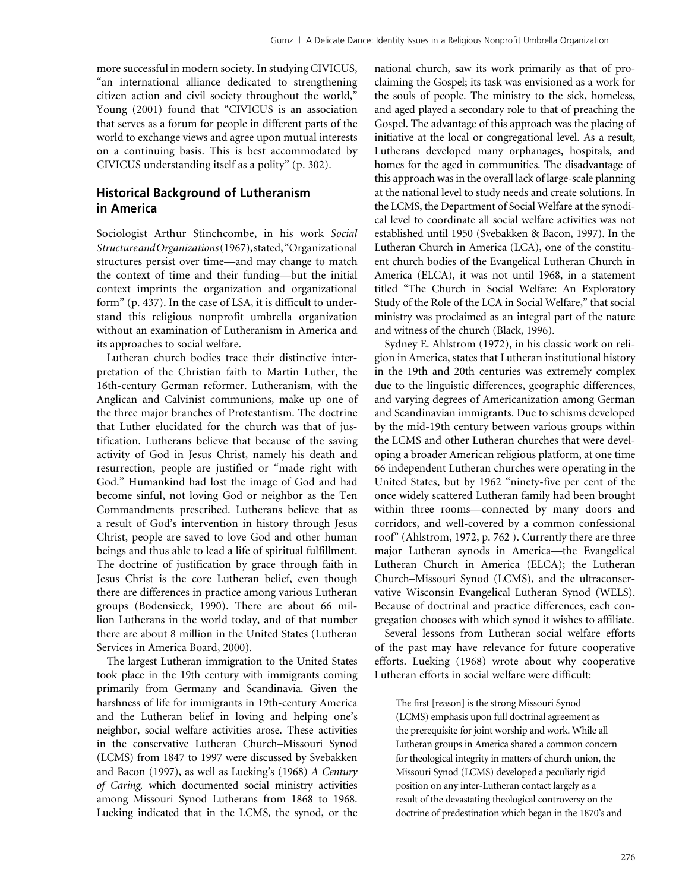more successful in modern society. In studying CIVICUS, "an international alliance dedicated to strengthening citizen action and civil society throughout the world," Young (2001) found that "CIVICUS is an association that serves as a forum for people in different parts of the world to exchange views and agree upon mutual interests on a continuing basis. This is best accommodated by CIVICUS understanding itself as a polity" (p. 302).

## Historical Background of Lutheranism in America

Sociologist Arthur Stinchcombe, in his work *Social Structure and Organizations* (1967), stated, "Organizational structures persist over time—and may change to match the context of time and their funding—but the initial context imprints the organization and organizational form" (p. 437). In the case of LSA, it is difficult to understand this religious nonprofit umbrella organization without an examination of Lutheranism in America and its approaches to social welfare.

Lutheran church bodies trace their distinctive interpretation of the Christian faith to Martin Luther, the 16th-century German reformer. Lutheranism, with the Anglican and Calvinist communions, make up one of the three major branches of Protestantism. The doctrine that Luther elucidated for the church was that of justification. Lutherans believe that because of the saving activity of God in Jesus Christ, namely his death and resurrection, people are justified or "made right with God." Humankind had lost the image of God and had become sinful, not loving God or neighbor as the Ten Commandments prescribed. Lutherans believe that as a result of God's intervention in history through Jesus Christ, people are saved to love God and other human beings and thus able to lead a life of spiritual fulfillment. The doctrine of justification by grace through faith in Jesus Christ is the core Lutheran belief, even though there are differences in practice among various Lutheran groups (Bodensieck, 1990). There are about 66 million Lutherans in the world today, and of that number there are about 8 million in the United States (Lutheran Services in America Board, 2000).

The largest Lutheran immigration to the United States took place in the 19th century with immigrants coming primarily from Germany and Scandinavia. Given the harshness of life for immigrants in 19th-century America and the Lutheran belief in loving and helping one's neighbor, social welfare activities arose. These activities in the conservative Lutheran Church–Missouri Synod (LCMS) from 1847 to 1997 were discussed by Svebakken and Bacon (1997), as well as Lueking's (1968) *A Century of Caring,* which documented social ministry activities among Missouri Synod Lutherans from 1868 to 1968. Lueking indicated that in the LCMS, the synod, or the national church, saw its work primarily as that of proclaiming the Gospel; its task was envisioned as a work for the souls of people. The ministry to the sick, homeless, and aged played a secondary role to that of preaching the Gospel. The advantage of this approach was the placing of initiative at the local or congregational level. As a result, Lutherans developed many orphanages, hospitals, and homes for the aged in communities. The disadvantage of this approach was in the overall lack of large-scale planning at the national level to study needs and create solutions. In the LCMS, the Department of Social Welfare at the synodical level to coordinate all social welfare activities was not established until 1950 (Svebakken & Bacon, 1997). In the Lutheran Church in America (LCA), one of the constituent church bodies of the Evangelical Lutheran Church in America (ELCA), it was not until 1968, in a statement titled "The Church in Social Welfare: An Exploratory Study of the Role of the LCA in Social Welfare," that social ministry was proclaimed as an integral part of the nature and witness of the church (Black, 1996).

Sydney E. Ahlstrom (1972), in his classic work on religion in America, states that Lutheran institutional history in the 19th and 20th centuries was extremely complex due to the linguistic differences, geographic differences, and varying degrees of Americanization among German and Scandinavian immigrants. Due to schisms developed by the mid-19th century between various groups within the LCMS and other Lutheran churches that were developing a broader American religious platform, at one time 66 independent Lutheran churches were operating in the United States, but by 1962 "ninety-five per cent of the once widely scattered Lutheran family had been brought within three rooms—connected by many doors and corridors, and well-covered by a common confessional roof" (Ahlstrom, 1972, p. 762 ). Currently there are three major Lutheran synods in America—the Evangelical Lutheran Church in America (ELCA); the Lutheran Church–Missouri Synod (LCMS), and the ultraconservative Wisconsin Evangelical Lutheran Synod (WELS). Because of doctrinal and practice differences, each congregation chooses with which synod it wishes to affiliate.

Several lessons from Lutheran social welfare efforts of the past may have relevance for future cooperative efforts. Lueking (1968) wrote about why cooperative Lutheran efforts in social welfare were difficult:

> The first [reason] is the strong Missouri Synod (LCMS) emphasis upon full doctrinal agreement as the prerequisite for joint worship and work. While all Lutheran groups in America shared a common concern for theological integrity in matters of church union, the Missouri Synod (LCMS) developed a peculiarly rigid position on any inter-Lutheran contact largely as a result of the devastating theological controversy on the doctrine of predestination which began in the 1870's and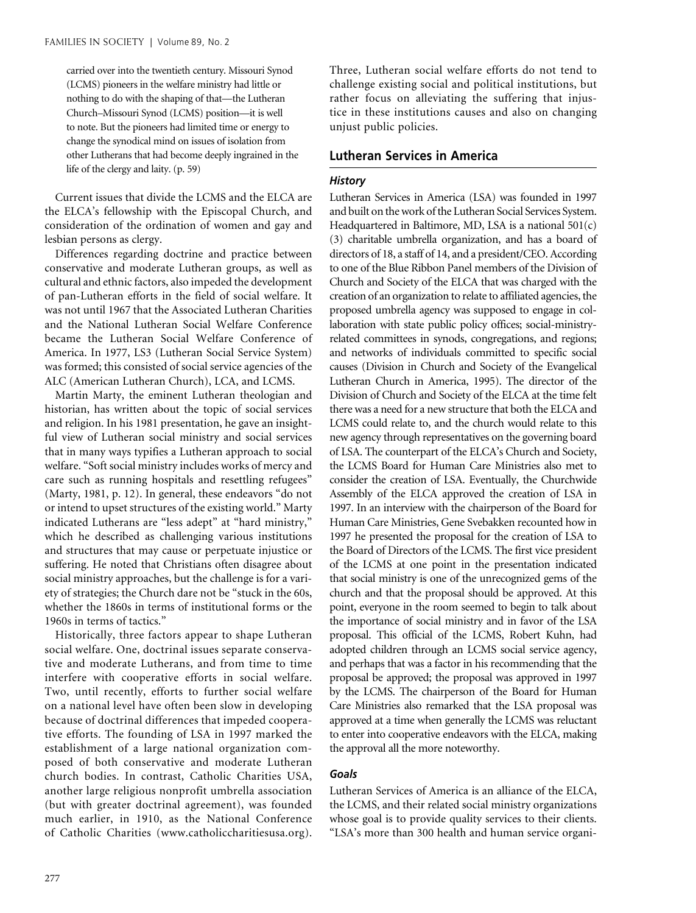> carried over into the twentieth century. Missouri Synod (LCMS) pioneers in the welfare ministry had little or nothing to do with the shaping of that—the Lutheran Church–Missouri Synod (LCMS) position—it is well to note. But the pioneers had limited time or energy to change the synodical mind on issues of isolation from other Lutherans that had become deeply ingrained in the life of the clergy and laity. (p. 59)

Current issues that divide the LCMS and the ELCA are the ELCA's fellowship with the Episcopal Church, and consideration of the ordination of women and gay and lesbian persons as clergy.

Differences regarding doctrine and practice between conservative and moderate Lutheran groups, as well as cultural and ethnic factors, also impeded the development of pan-Lutheran efforts in the field of social welfare. It was not until 1967 that the Associated Lutheran Charities and the National Lutheran Social Welfare Conference became the Lutheran Social Welfare Conference of America. In 1977, LS3 (Lutheran Social Service System) was formed; this consisted of social service agencies of the ALC (American Lutheran Church), LCA, and LCMS.

Martin Marty, the eminent Lutheran theologian and historian, has written about the topic of social services and religion. In his 1981 presentation, he gave an insightful view of Lutheran social ministry and social services that in many ways typifies a Lutheran approach to social welfare. "Soft social ministry includes works of mercy and care such as running hospitals and resettling refugees" (Marty, 1981, p. 12). In general, these endeavors "do not or intend to upset structures of the existing world." Marty indicated Lutherans are "less adept" at "hard ministry," which he described as challenging various institutions and structures that may cause or perpetuate injustice or suffering. He noted that Christians often disagree about social ministry approaches, but the challenge is for a variety of strategies; the Church dare not be "stuck in the 60s, whether the 1860s in terms of institutional forms or the 1960s in terms of tactics."

Historically, three factors appear to shape Lutheran social welfare. One, doctrinal issues separate conservative and moderate Lutherans, and from time to time interfere with cooperative efforts in social welfare. Two, until recently, efforts to further social welfare on a national level have often been slow in developing because of doctrinal differences that impeded cooperative efforts. The founding of LSA in 1997 marked the establishment of a large national organization composed of both conservative and moderate Lutheran church bodies. In contrast, Catholic Charities USA, another large religious nonprofit umbrella association (but with greater doctrinal agreement), was founded much earlier, in 1910, as the National Conference of Catholic Charities (www.catholiccharitiesusa.org). Three, Lutheran social welfare efforts do not tend to challenge existing social and political institutions, but rather focus on alleviating the suffering that injustice in these institutions causes and also on changing unjust public policies.

## Lutheran Services in America

### *History*

Lutheran Services in America (LSA) was founded in 1997 and built on the work of the Lutheran Social Services System. Headquartered in Baltimore, MD, LSA is a national 501(c) (3) charitable umbrella organization, and has a board of directors of 18, a staff of 14, and a president/CEO. According to one of the Blue Ribbon Panel members of the Division of Church and Society of the ELCA that was charged with the creation of an organization to relate to affiliated agencies, the proposed umbrella agency was supposed to engage in collaboration with state public policy offices; social-ministry-related committees in synods, congregations, and regions; and networks of individuals committed to specific social causes (Division in Church and Society of the Evangelical Lutheran Church in America, 1995). The director of the Division of Church and Society of the ELCA at the time felt there was a need for a new structure that both the ELCA and LCMS could relate to, and the church would relate to this new agency through representatives on the governing board of LSA. The counterpart of the ELCA's Church and Society, the LCMS Board for Human Care Ministries also met to consider the creation of LSA. Eventually, the Churchwide Assembly of the ELCA approved the creation of LSA in 1997. In an interview with the chairperson of the Board for Human Care Ministries, Gene Svebakken recounted how in 1997 he presented the proposal for the creation of LSA to the Board of Directors of the LCMS. The first vice president of the LCMS at one point in the presentation indicated that social ministry is one of the unrecognized gems of the church and that the proposal should be approved. At this point, everyone in the room seemed to begin to talk about the importance of social ministry and in favor of the LSA proposal. This official of the LCMS, Robert Kuhn, had adopted children through an LCMS social service agency, and perhaps that was a factor in his recommending that the proposal be approved; the proposal was approved in 1997 by the LCMS. The chairperson of the Board for Human Care Ministries also remarked that the LSA proposal was approved at a time when generally the LCMS was reluctant to enter into cooperative endeavors with the ELCA, making the approval all the more noteworthy.

### *Goals*

Lutheran Services of America is an alliance of the ELCA, the LCMS, and their related social ministry organizations whose goal is to provide quality services to their clients. "LSA's more than 300 health and human service organi-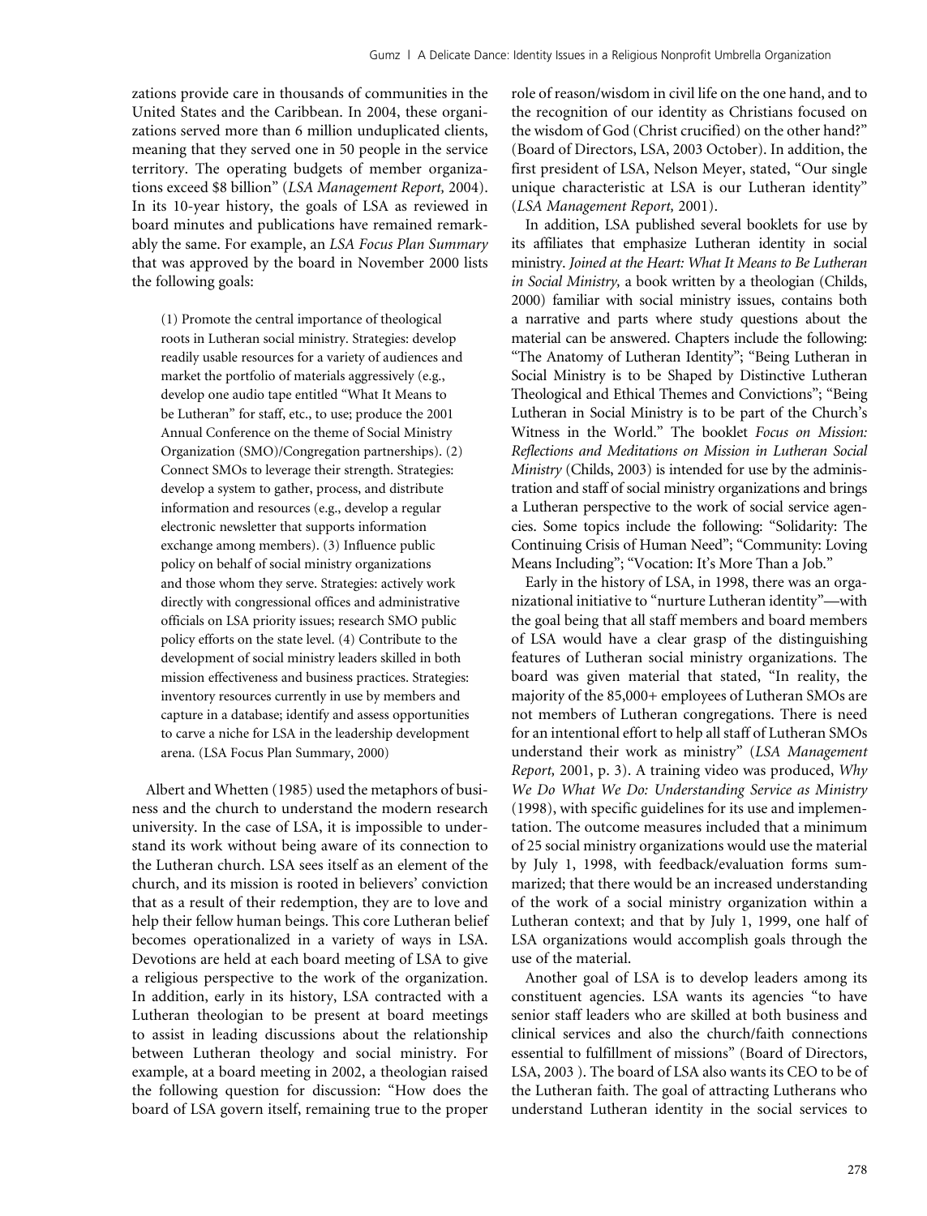zations provide care in thousands of communities in the United States and the Caribbean. In 2004, these organizations served more than 6 million unduplicated clients, meaning that they served one in 50 people in the service territory. The operating budgets of member organizations exceed $8 billion" (*LSA Management Report,* 2004). In its 10-year history, the goals of LSA as reviewed in board minutes and publications have remained remarkably the same. For example, an *LSA Focus Plan Summary* that was approved by the board in November 2000 lists the following goals:

> (1) Promote the central importance of theological roots in Lutheran social ministry. Strategies: develop readily usable resources for a variety of audiences and market the portfolio of materials aggressively (e.g., develop one audio tape entitled "What It Means to be Lutheran" for staff, etc., to use; produce the 2001 Annual Conference on the theme of Social Ministry Organization (SMO)/Congregation partnerships). (2) Connect SMOs to leverage their strength. Strategies: develop a system to gather, process, and distribute information and resources (e.g., develop a regular electronic newsletter that supports information exchange among members). (3) Influence public policy on behalf of social ministry organizations and those whom they serve. Strategies: actively work directly with congressional offices and administrative officials on LSA priority issues; research SMO public policy efforts on the state level. (4) Contribute to the development of social ministry leaders skilled in both mission effectiveness and business practices. Strategies: inventory resources currently in use by members and capture in a database; identify and assess opportunities to carve a niche for LSA in the leadership development arena. (LSA Focus Plan Summary, 2000)

Albert and Whetten (1985) used the metaphors of business and the church to understand the modern research university. In the case of LSA, it is impossible to understand its work without being aware of its connection to the Lutheran church. LSA sees itself as an element of the church, and its mission is rooted in believers' conviction that as a result of their redemption, they are to love and help their fellow human beings. This core Lutheran belief becomes operationalized in a variety of ways in LSA. Devotions are held at each board meeting of LSA to give a religious perspective to the work of the organization. In addition, early in its history, LSA contracted with a Lutheran theologian to be present at board meetings to assist in leading discussions about the relationship between Lutheran theology and social ministry. For example, at a board meeting in 2002, a theologian raised the following question for discussion: "How does the board of LSA govern itself, remaining true to the proper role of reason/wisdom in civil life on the one hand, and to the recognition of our identity as Christians focused on the wisdom of God (Christ crucified) on the other hand?" (Board of Directors, LSA, 2003 October). In addition, the first president of LSA, Nelson Meyer, stated, "Our single unique characteristic at LSA is our Lutheran identity" (*LSA Management Report,* 2001).

In addition, LSA published several booklets for use by its affiliates that emphasize Lutheran identity in social ministry. *Joined at the Heart: What It Means to Be Lutheran in Social Ministry,* a book written by a theologian (Childs, 2000) familiar with social ministry issues, contains both a narrative and parts where study questions about the material can be answered. Chapters include the following: "The Anatomy of Lutheran Identity"; "Being Lutheran in Social Ministry is to be Shaped by Distinctive Lutheran Theological and Ethical Themes and Convictions"; "Being Lutheran in Social Ministry is to be part of the Church's Witness in the World." The booklet *Focus on Mission: Reflections and Meditations on Mission in Lutheran Social Ministry* (Childs, 2003) is intended for use by the administration and staff of social ministry organizations and brings a Lutheran perspective to the work of social service agencies. Some topics include the following: "Solidarity: The Continuing Crisis of Human Need"; "Community: Loving Means Including"; "Vocation: It's More Than a Job."

Early in the history of LSA, in 1998, there was an organizational initiative to "nurture Lutheran identity"—with the goal being that all staff members and board members of LSA would have a clear grasp of the distinguishing features of Lutheran social ministry organizations. The board was given material that stated, "In reality, the majority of the 85,000+ employees of Lutheran SMOs are not members of Lutheran congregations. There is need for an intentional effort to help all staff of Lutheran SMOs understand their work as ministry" (*LSA Management Report,* 2001, p. 3). A training video was produced, *Why We Do What We Do: Understanding Service as Ministry* (1998), with specific guidelines for its use and implementation. The outcome measures included that a minimum of 25 social ministry organizations would use the material by July 1, 1998, with feedback/evaluation forms summarized; that there would be an increased understanding of the work of a social ministry organization within a Lutheran context; and that by July 1, 1999, one half of LSA organizations would accomplish goals through the use of the material.

Another goal of LSA is to develop leaders among its constituent agencies. LSA wants its agencies "to have senior staff leaders who are skilled at both business and clinical services and also the church/faith connections essential to fulfillment of missions" (Board of Directors, LSA, 2003 ). The board of LSA also wants its CEO to be of the Lutheran faith. The goal of attracting Lutherans who understand Lutheran identity in the social services to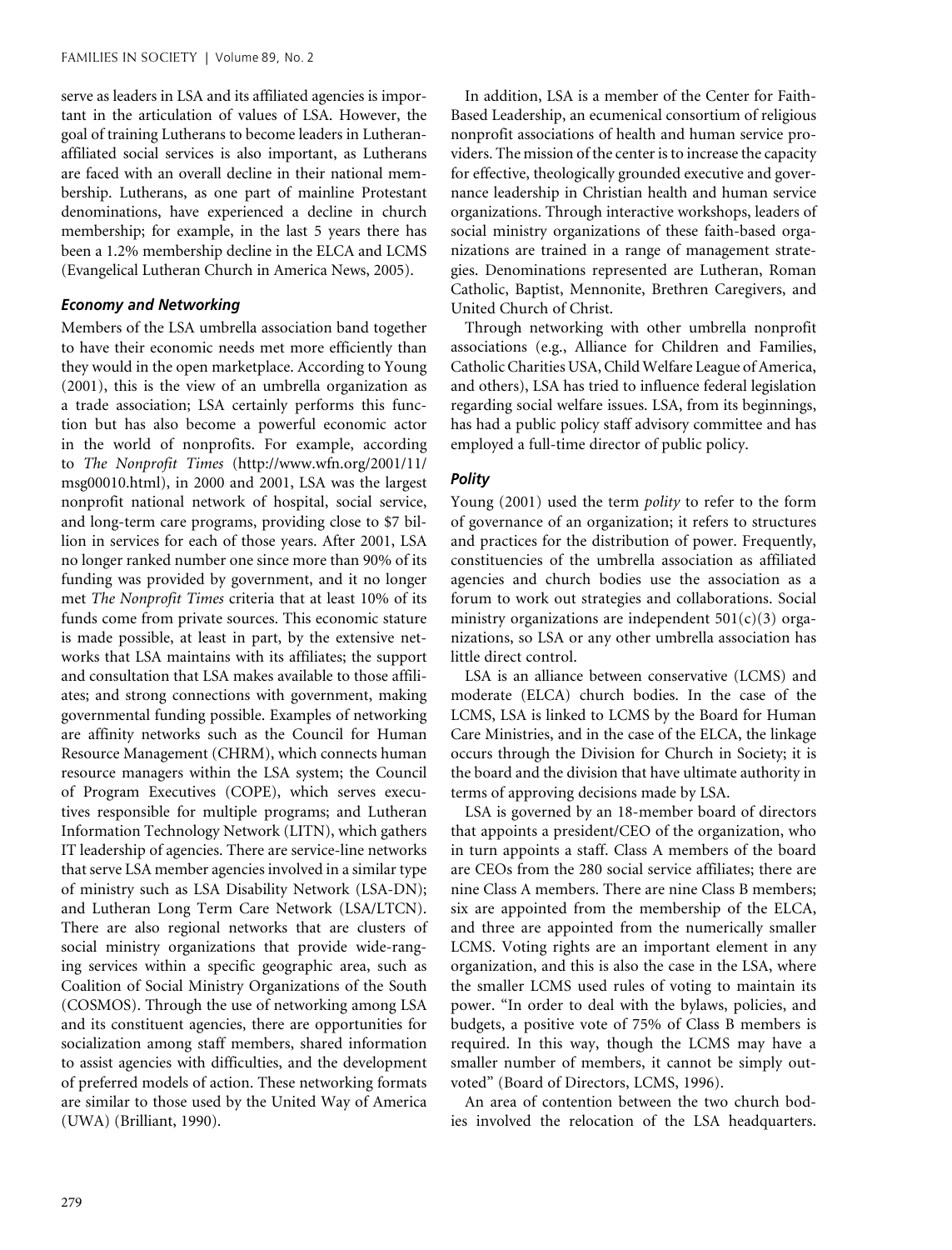serve as leaders in LSA and its affiliated agencies is important in the articulation of values of LSA. However, the goal of training Lutherans to become leaders in Lutheran-affiliated social services is also important, as Lutherans are faced with an overall decline in their national membership. Lutherans, as one part of mainline Protestant denominations, have experienced a decline in church membership; for example, in the last 5 years there has been a 1.2% membership decline in the ELCA and LCMS (Evangelical Lutheran Church in America News, 2005).

### *Economy and Networking*

Members of the LSA umbrella association band together to have their economic needs met more efficiently than they would in the open marketplace. According to Young (2001), this is the view of an umbrella organization as a trade association; LSA certainly performs this function but has also become a powerful economic actor in the world of nonprofits. For example, according to *The Nonprofit Times* (http://www.wfn.org/2001/11/msg00010.html), in 2000 and 2001, LSA was the largest nonprofit national network of hospital, social service, and long-term care programs, providing close to $7 billion in services for each of those years. After 2001, LSA no longer ranked number one since more than 90% of its funding was provided by government, and it no longer met *The Nonprofit Times* criteria that at least 10% of its funds come from private sources. This economic stature is made possible, at least in part, by the extensive networks that LSA maintains with its affiliates; the support and consultation that LSA makes available to those affiliates; and strong connections with government, making governmental funding possible. Examples of networking are affinity networks such as the Council for Human Resource Management (CHRM), which connects human resource managers within the LSA system; the Council of Program Executives (COPE), which serves executives responsible for multiple programs; and Lutheran Information Technology Network (LITN), which gathers IT leadership of agencies. There are service-line networks that serve LSA member agencies involved in a similar type of ministry such as LSA Disability Network (LSA-DN); and Lutheran Long Term Care Network (LSA/LTCN). There are also regional networks that are clusters of social ministry organizations that provide wide-ranging services within a specific geographic area, such as Coalition of Social Ministry Organizations of the South (COSMOS). Through the use of networking among LSA and its constituent agencies, there are opportunities for socialization among staff members, shared information to assist agencies with difficulties, and the development of preferred models of action. These networking formats are similar to those used by the United Way of America (UWA) (Brilliant, 1990).

In addition, LSA is a member of the Center for Faith-Based Leadership, an ecumenical consortium of religious nonprofit associations of health and human service providers. The mission of the center is to increase the capacity for effective, theologically grounded executive and governance leadership in Christian health and human service organizations. Through interactive workshops, leaders of social ministry organizations of these faith-based organizations are trained in a range of management strategies. Denominations represented are Lutheran, Roman Catholic, Baptist, Mennonite, Brethren Caregivers, and United Church of Christ.

Through networking with other umbrella nonprofit associations (e.g., Alliance for Children and Families, Catholic Charities USA, Child Welfare League of America, and others), LSA has tried to influence federal legislation regarding social welfare issues. LSA, from its beginnings, has had a public policy staff advisory committee and has employed a full-time director of public policy.

### *Polity*

Young (2001) used the term *polity* to refer to the form of governance of an organization; it refers to structures and practices for the distribution of power. Frequently, constituencies of the umbrella association as affiliated agencies and church bodies use the association as a forum to work out strategies and collaborations. Social ministry organizations are independent 501(c)(3) organizations, so LSA or any other umbrella association has little direct control.

LSA is an alliance between conservative (LCMS) and moderate (ELCA) church bodies. In the case of the LCMS, LSA is linked to LCMS by the Board for Human Care Ministries, and in the case of the ELCA, the linkage occurs through the Division for Church in Society; it is the board and the division that have ultimate authority in terms of approving decisions made by LSA.

LSA is governed by an 18-member board of directors that appoints a president/CEO of the organization, who in turn appoints a staff. Class A members of the board are CEOs from the 280 social service affiliates; there are nine Class A members. There are nine Class B members; six are appointed from the membership of the ELCA, and three are appointed from the numerically smaller LCMS. Voting rights are an important element in any organization, and this is also the case in the LSA, where the smaller LCMS used rules of voting to maintain its power. "In order to deal with the bylaws, policies, and budgets, a positive vote of 75% of Class B members is required. In this way, though the LCMS may have a smaller number of members, it cannot be simply outvoted" (Board of Directors, LCMS, 1996).

An area of contention between the two church bodies involved the relocation of the LSA headquarters.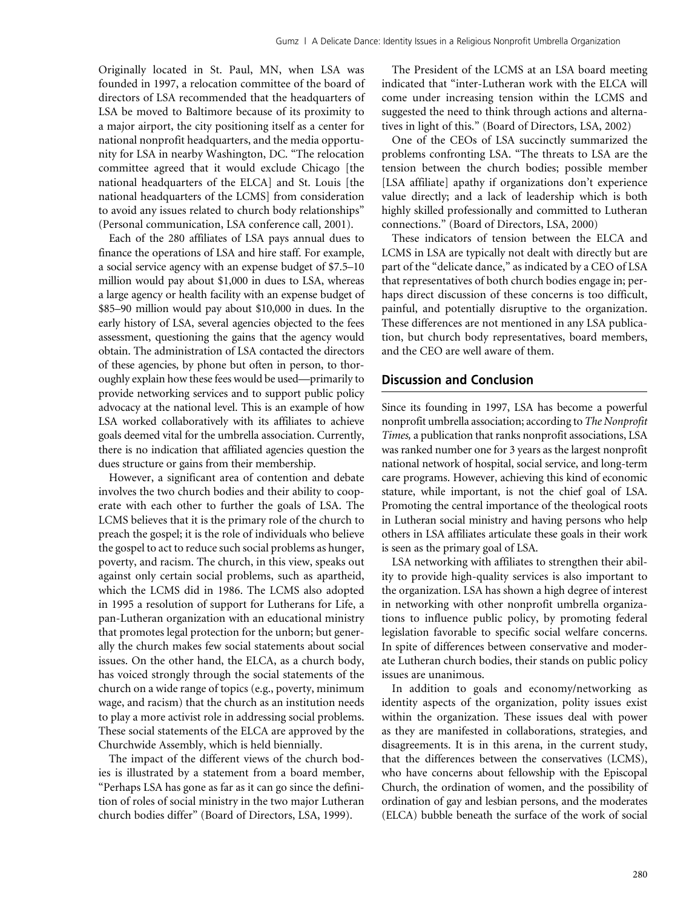Originally located in St. Paul, MN, when LSA was founded in 1997, a relocation committee of the board of directors of LSA recommended that the headquarters of LSA be moved to Baltimore because of its proximity to a major airport, the city positioning itself as a center for national nonprofit headquarters, and the media opportunity for LSA in nearby Washington, DC. "The relocation committee agreed that it would exclude Chicago [the national headquarters of the ELCA] and St. Louis [the national headquarters of the LCMS] from consideration to avoid any issues related to church body relationships" (Personal communication, LSA conference call, 2001).

Each of the 280 affiliates of LSA pays annual dues to finance the operations of LSA and hire staff. For example, a social service agency with an expense budget of $7.5–10 million would pay about $1,000 in dues to LSA, whereas a large agency or health facility with an expense budget of $85–90 million would pay about $10,000 in dues. In the early history of LSA, several agencies objected to the fees assessment, questioning the gains that the agency would obtain. The administration of LSA contacted the directors of these agencies, by phone but often in person, to thoroughly explain how these fees would be used—primarily to provide networking services and to support public policy advocacy at the national level. This is an example of how LSA worked collaboratively with its affiliates to achieve goals deemed vital for the umbrella association. Currently, there is no indication that affiliated agencies question the dues structure or gains from their membership.

However, a significant area of contention and debate involves the two church bodies and their ability to cooperate with each other to further the goals of LSA. The LCMS believes that it is the primary role of the church to preach the gospel; it is the role of individuals who believe the gospel to act to reduce such social problems as hunger, poverty, and racism. The church, in this view, speaks out against only certain social problems, such as apartheid, which the LCMS did in 1986. The LCMS also adopted in 1995 a resolution of support for Lutherans for Life, a pan-Lutheran organization with an educational ministry that promotes legal protection for the unborn; but generally the church makes few social statements about social issues. On the other hand, the ELCA, as a church body, has voiced strongly through the social statements of the church on a wide range of topics (e.g., poverty, minimum wage, and racism) that the church as an institution needs to play a more activist role in addressing social problems. These social statements of the ELCA are approved by the Churchwide Assembly, which is held biennially.

The impact of the different views of the church bodies is illustrated by a statement from a board member, "Perhaps LSA has gone as far as it can go since the definition of roles of social ministry in the two major Lutheran church bodies differ" (Board of Directors, LSA, 1999).

The President of the LCMS at an LSA board meeting indicated that "inter-Lutheran work with the ELCA will come under increasing tension within the LCMS and suggested the need to think through actions and alternatives in light of this." (Board of Directors, LSA, 2002)

One of the CEOs of LSA succinctly summarized the problems confronting LSA. "The threats to LSA are the tension between the church bodies; possible member [LSA affiliate] apathy if organizations don't experience value directly; and a lack of leadership which is both highly skilled professionally and committed to Lutheran connections." (Board of Directors, LSA, 2000)

These indicators of tension between the ELCA and LCMS in LSA are typically not dealt with directly but are part of the "delicate dance," as indicated by a CEO of LSA that representatives of both church bodies engage in; perhaps direct discussion of these concerns is too difficult, painful, and potentially disruptive to the organization. These differences are not mentioned in any LSA publication, but church body representatives, board members, and the CEO are well aware of them.

## Discussion and Conclusion

Since its founding in 1997, LSA has become a powerful nonprofit umbrella association; according to *The Nonprofit Times*, a publication that ranks nonprofit associations, LSA was ranked number one for 3 years as the largest nonprofit national network of hospital, social service, and long-term care programs. However, achieving this kind of economic stature, while important, is not the chief goal of LSA. Promoting the central importance of the theological roots in Lutheran social ministry and having persons who help others in LSA affiliates articulate these goals in their work is seen as the primary goal of LSA.

LSA networking with affiliates to strengthen their ability to provide high-quality services is also important to the organization. LSA has shown a high degree of interest in networking with other nonprofit umbrella organizations to influence public policy, by promoting federal legislation favorable to specific social welfare concerns. In spite of differences between conservative and moderate Lutheran church bodies, their stands on public policy issues are unanimous.

In addition to goals and economy/networking as identity aspects of the organization, polity issues exist within the organization. These issues deal with power as they are manifested in collaborations, strategies, and disagreements. It is in this arena, in the current study, that the differences between the conservatives (LCMS), who have concerns about fellowship with the Episcopal Church, the ordination of women, and the possibility of ordination of gay and lesbian persons, and the moderates (ELCA) bubble beneath the surface of the work of social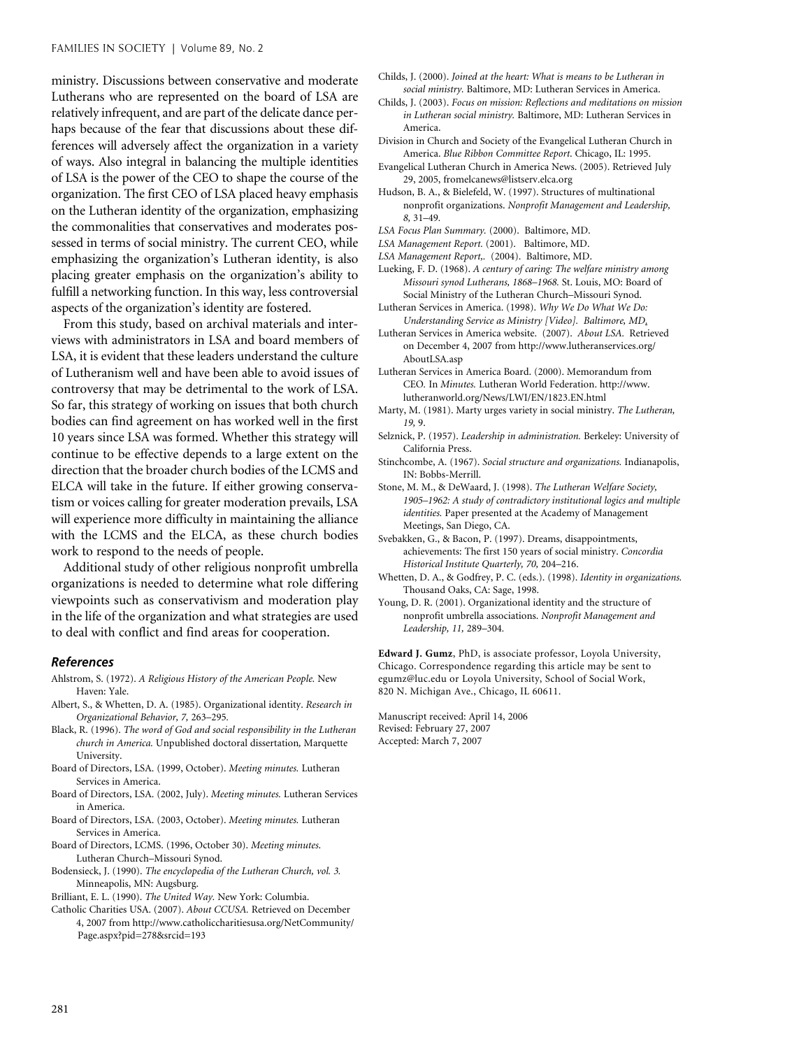ministry. Discussions between conservative and moderate Lutherans who are represented on the board of LSA are relatively infrequent, and are part of the delicate dance perhaps because of the fear that discussions about these differences will adversely affect the organization in a variety of ways. Also integral in balancing the multiple identities of LSA is the power of the CEO to shape the course of the organization. The first CEO of LSA placed heavy emphasis on the Lutheran identity of the organization, emphasizing the commonalities that conservatives and moderates possessed in terms of social ministry. The current CEO, while emphasizing the organization's Lutheran identity, is also placing greater emphasis on the organization's ability to fulfill a networking function. In this way, less controversial aspects of the organization's identity are fostered.

From this study, based on archival materials and interviews with administrators in LSA and board members of LSA, it is evident that these leaders understand the culture of Lutheranism well and have been able to avoid issues of controversy that may be detrimental to the work of LSA. So far, this strategy of working on issues that both church bodies can find agreement on has worked well in the first 10 years since LSA was formed. Whether this strategy will continue to be effective depends to a large extent on the direction that the broader church bodies of the LCMS and ELCA will take in the future. If either growing conservatism or voices calling for greater moderation prevails, LSA will experience more difficulty in maintaining the alliance with the LCMS and the ELCA, as these church bodies work to respond to the needs of people.

Additional study of other religious nonprofit umbrella organizations is needed to determine what role differing viewpoints such as conservativism and moderation play in the life of the organization and what strategies are used to deal with conflict and find areas for cooperation.

## References

Ahlstrom, S. (1972). *A Religious History of the American People.* New Haven: Yale.

Albert, S., & Whetten, D. A. (1985). Organizational identity. *Research in Organizational Behavior, 7,* 263–295.

Black, R. (1996). *The word of God and social responsibility in the Lutheran church in America.* Unpublished doctoral dissertation, Marquette University.

Board of Directors, LSA. (1999, October). *Meeting minutes.* Lutheran Services in America.

Board of Directors, LSA. (2002, July). *Meeting minutes.* Lutheran Services in America.

Board of Directors, LSA. (2003, October). *Meeting minutes.* Lutheran Services in America.

Board of Directors, LCMS. (1996, October 30). *Meeting minutes.* Lutheran Church–Missouri Synod.

Bodensieck, J. (1990). *The encyclopedia of the Lutheran Church, vol. 3.* Minneapolis, MN: Augsburg.

Brilliant, E. L. (1990). *The United Way.* New York: Columbia.

Catholic Charities USA. (2007). *About CCUSA.* Retrieved on December 4, 2007 from http://www.catholiccharitiesusa.org/NetCommunity/Page.aspx?pid=278&srcid=193

Childs, J. (2000). *Joined at the heart: What is means to be Lutheran in social ministry.* Baltimore, MD: Lutheran Services in America.

Childs, J. (2003). *Focus on mission: Reflections and meditations on mission in Lutheran social ministry.* Baltimore, MD: Lutheran Services in America.

Division in Church and Society of the Evangelical Lutheran Church in America. *Blue Ribbon Committee Report.* Chicago, IL: 1995.

Evangelical Lutheran Church in America News. (2005). Retrieved July 29, 2005, fromelcanews@listserv.elca.org

Hudson, B. A., & Bielefeld, W. (1997). Structures of multinational nonprofit organizations. *Nonprofit Management and Leadership, 8,* 31–49.

*LSA Focus Plan Summary.* (2000). Baltimore, MD.

*LSA Management Report.* (2001). Baltimore, MD.

*LSA Management Report,.* (2004). Baltimore, MD.

Lueking, F. D. (1968). *A century of caring: The welfare ministry among Missouri synod Lutherans, 1868–1968.* St. Louis, MO: Board of Social Ministry of the Lutheran Church–Missouri Synod.

Lutheran Services in America. (1998). *Why We Do What We Do: Understanding Service as Ministry [Video]. Baltimore, MD.*

Lutheran Services in America website. (2007). *About LSA.* Retrieved on December 4, 2007 from http://www.lutheranservices.org/AboutLSA.asp

Lutheran Services in America Board. (2000). Memorandum from CEO. In *Minutes.* Lutheran World Federation. http://www.lutheranworld.org/News/LWI/EN/1823.EN.html

Marty, M. (1981). Marty urges variety in social ministry. *The Lutheran, 19,* 9.

Selznick, P. (1957). *Leadership in administration.* Berkeley: University of California Press.

Stinchcombe, A. (1967). *Social structure and organizations.* Indianapolis, IN: Bobbs-Merrill.

Stone, M. M., & DeWaard, J. (1998). *The Lutheran Welfare Society, 1905–1962: A study of contradictory institutional logics and multiple identities.* Paper presented at the Academy of Management Meetings, San Diego, CA.

Svebakken, G., & Bacon, P. (1997). Dreams, disappointments, achievements: The first 150 years of social ministry. *Concordia Historical Institute Quarterly, 70,* 204–216.

Whetten, D. A., & Godfrey, P. C. (eds.). (1998). *Identity in organizations.* Thousand Oaks, CA: Sage, 1998.

Young, D. R. (2001). Organizational identity and the structure of nonprofit umbrella associations. *Nonprofit Management and Leadership, 11,* 289–304.

**Edward J. Gumz**, PhD, is associate professor, Loyola University, Chicago. Correspondence regarding this article may be sent to egumz@luc.edu or Loyola University, School of Social Work, 820 N. Michigan Ave., Chicago, IL 60611.

Manuscript received: April 14, 2006
Revised: February 27, 2007
Accepted: March 7, 2007